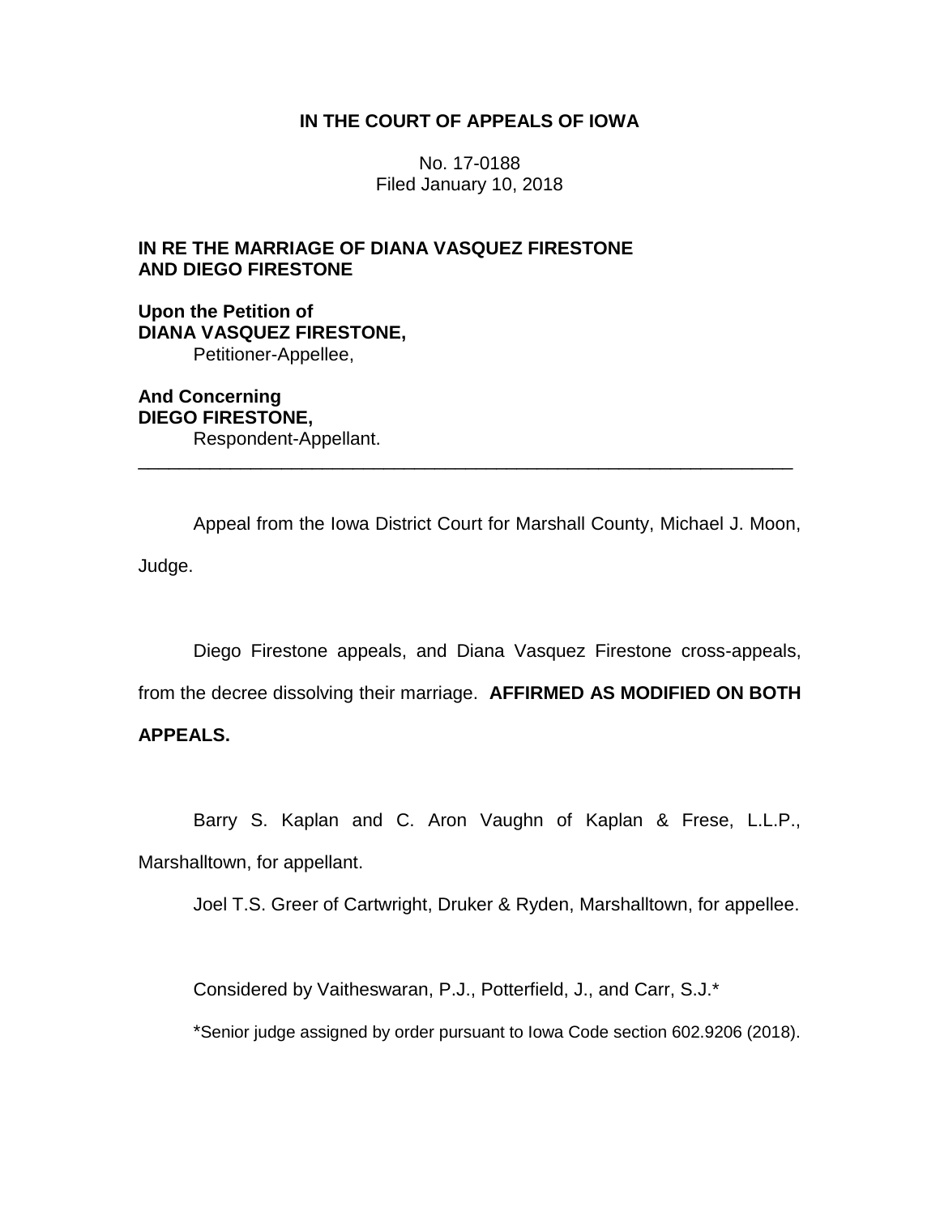**IN THE COURT OF APPEALS OF IOWA**

No. 17-0188
Filed January 10, 2018

**IN RE THE MARRIAGE OF DIANA VASQUEZ FIRESTONE AND DIEGO FIRESTONE**

**Upon the Petition of**
**DIANA VASQUEZ FIRESTONE,**
Petitioner-Appellee,

**And Concerning**
**DIEGO FIRESTONE,**
Respondent-Appellant.

---

Appeal from the Iowa District Court for Marshall County, Michael J. Moon, Judge.

Diego Firestone appeals, and Diana Vasquez Firestone cross-appeals, from the decree dissolving their marriage. **AFFIRMED AS MODIFIED ON BOTH APPEALS.**

Barry S. Kaplan and C. Aron Vaughn of Kaplan & Frese, L.L.P., Marshalltown, for appellant.

Joel T.S. Greer of Cartwright, Druker & Ryden, Marshalltown, for appellee.

Considered by Vaitheswaran, P.J., Potterfield, J., and Carr, S.J.*

*Senior judge assigned by order pursuant to Iowa Code section 602.9206 (2018).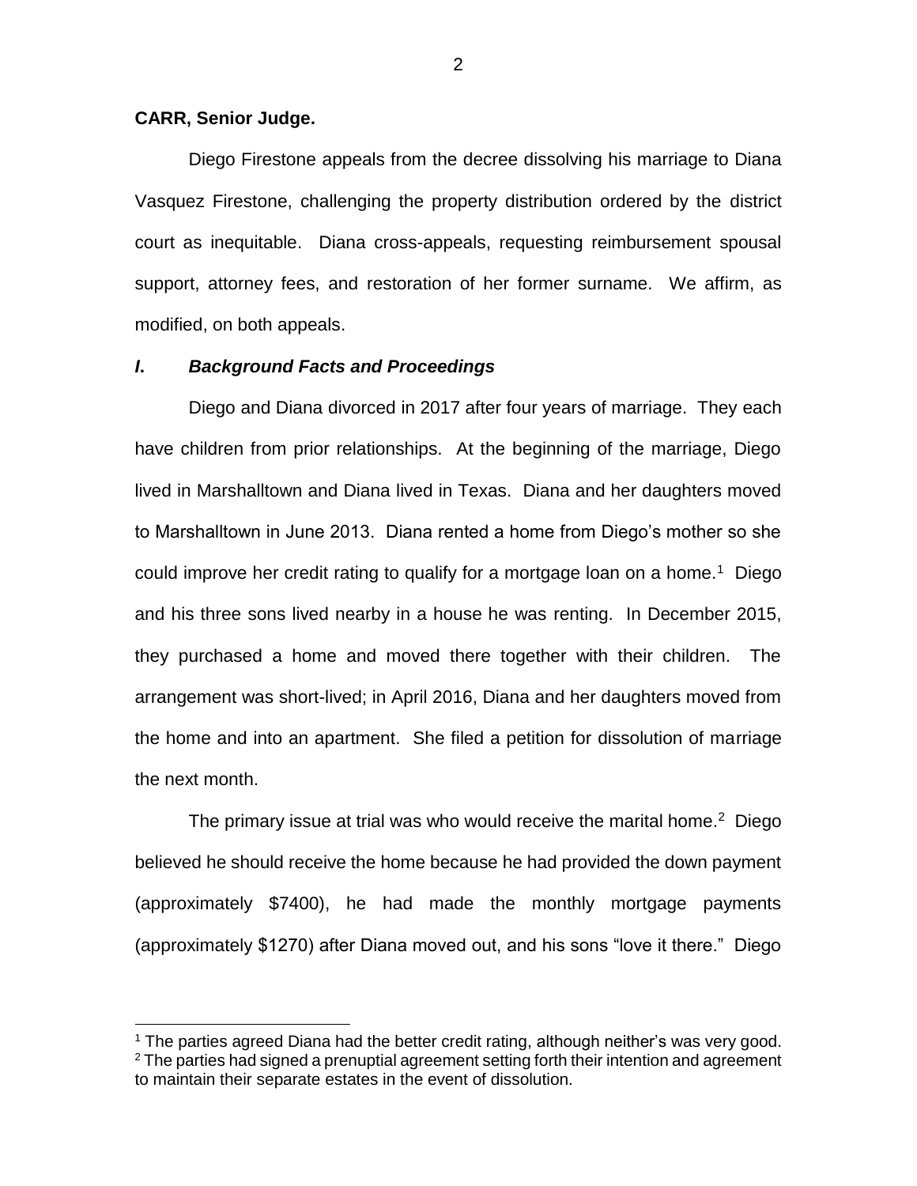**CARR, Senior Judge.**

Diego Firestone appeals from the decree dissolving his marriage to Diana Vasquez Firestone, challenging the property distribution ordered by the district court as inequitable. Diana cross-appeals, requesting reimbursement spousal support, attorney fees, and restoration of her former surname. We affirm, as modified, on both appeals.

## *I. Background Facts and Proceedings*

Diego and Diana divorced in 2017 after four years of marriage. They each have children from prior relationships. At the beginning of the marriage, Diego lived in Marshalltown and Diana lived in Texas. Diana and her daughters moved to Marshalltown in June 2013. Diana rented a home from Diego's mother so she could improve her credit rating to qualify for a mortgage loan on a home.[1] Diego and his three sons lived nearby in a house he was renting. In December 2015, they purchased a home and moved there together with their children. The arrangement was short-lived; in April 2016, Diana and her daughters moved from the home and into an apartment. She filed a petition for dissolution of marriage the next month.

The primary issue at trial was who would receive the marital home.[2] Diego believed he should receive the home because he had provided the down payment (approximately $7400), he had made the monthly mortgage payments (approximately $1270) after Diana moved out, and his sons "love it there." Diego

---

[1] The parties agreed Diana had the better credit rating, although neither's was very good.

[2] The parties had signed a prenuptial agreement setting forth their intention and agreement to maintain their separate estates in the event of dissolution.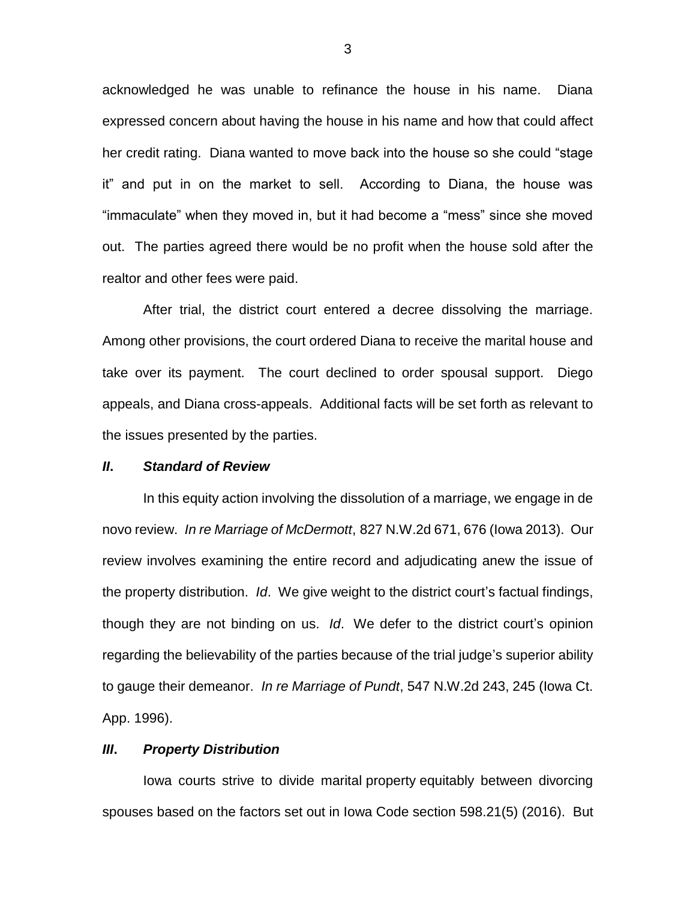acknowledged he was unable to refinance the house in his name. Diana expressed concern about having the house in his name and how that could affect her credit rating. Diana wanted to move back into the house so she could "stage it" and put in on the market to sell. According to Diana, the house was "immaculate" when they moved in, but it had become a "mess" since she moved out. The parties agreed there would be no profit when the house sold after the realtor and other fees were paid.

After trial, the district court entered a decree dissolving the marriage. Among other provisions, the court ordered Diana to receive the marital house and take over its payment. The court declined to order spousal support. Diego appeals, and Diana cross-appeals. Additional facts will be set forth as relevant to the issues presented by the parties.

## *II. Standard of Review*

In this equity action involving the dissolution of a marriage, we engage in de novo review. *In re Marriage of McDermott*, 827 N.W.2d 671, 676 (Iowa 2013). Our review involves examining the entire record and adjudicating anew the issue of the property distribution. *Id*. We give weight to the district court's factual findings, though they are not binding on us. *Id*. We defer to the district court's opinion regarding the believability of the parties because of the trial judge's superior ability to gauge their demeanor. *In re Marriage of Pundt*, 547 N.W.2d 243, 245 (Iowa Ct. App. 1996).

## *III. Property Distribution*

Iowa courts strive to divide marital property equitably between divorcing spouses based on the factors set out in Iowa Code section 598.21(5) (2016). But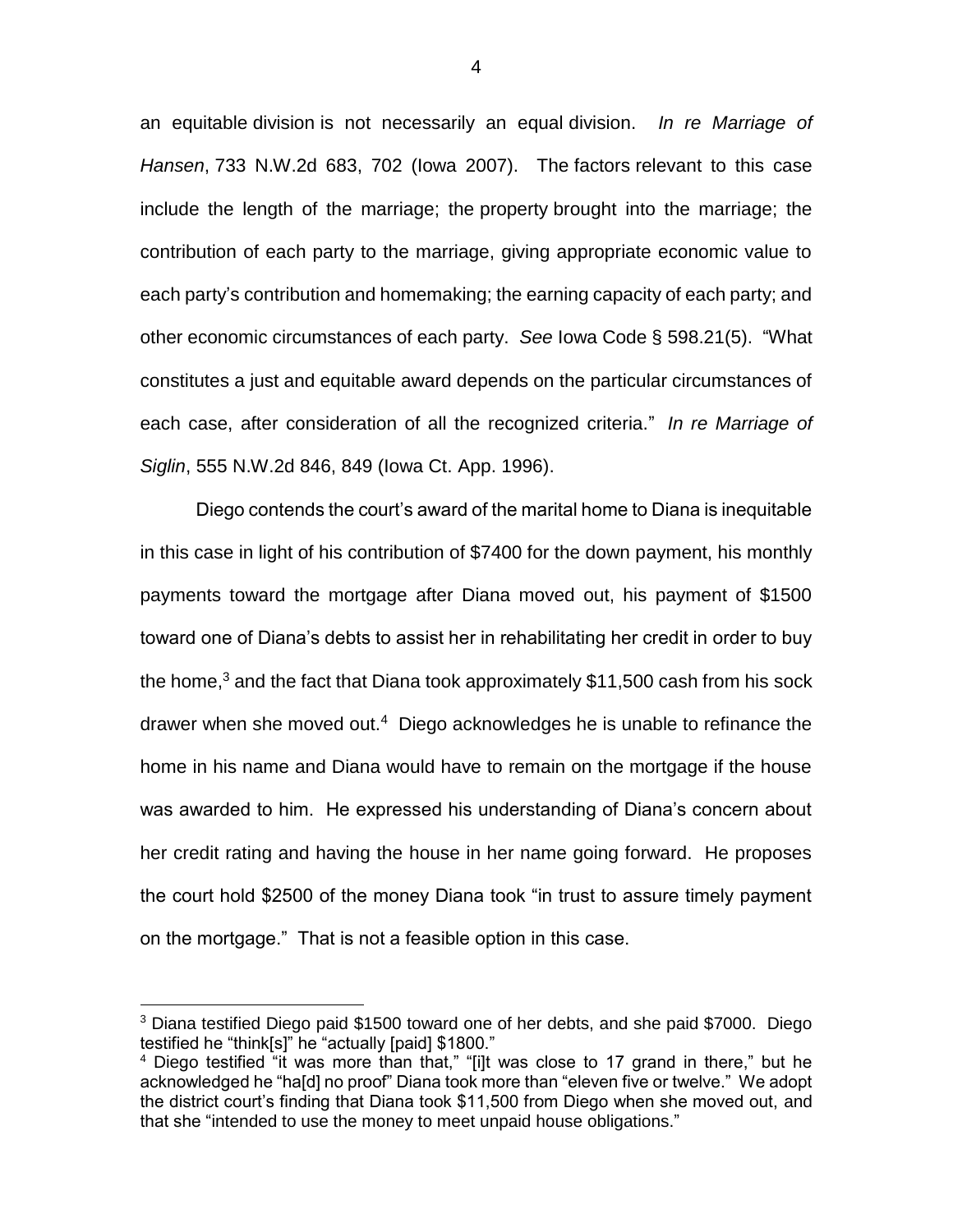an equitable division is not necessarily an equal division. *In re Marriage of Hansen*, 733 N.W.2d 683, 702 (Iowa 2007). The factors relevant to this case include the length of the marriage; the property brought into the marriage; the contribution of each party to the marriage, giving appropriate economic value to each party's contribution and homemaking; the earning capacity of each party; and other economic circumstances of each party. *See* Iowa Code § 598.21(5). "What constitutes a just and equitable award depends on the particular circumstances of each case, after consideration of all the recognized criteria." *In re Marriage of Siglin*, 555 N.W.2d 846, 849 (Iowa Ct. App. 1996).

Diego contends the court's award of the marital home to Diana is inequitable in this case in light of his contribution of $7400 for the down payment, his monthly payments toward the mortgage after Diana moved out, his payment of $1500 toward one of Diana's debts to assist her in rehabilitating her credit in order to buy the home,[3] and the fact that Diana took approximately $11,500 cash from his sock drawer when she moved out.[4] Diego acknowledges he is unable to refinance the home in his name and Diana would have to remain on the mortgage if the house was awarded to him. He expressed his understanding of Diana's concern about her credit rating and having the house in her name going forward. He proposes the court hold $2500 of the money Diana took "in trust to assure timely payment on the mortgage." That is not a feasible option in this case.

[3] Diana testified Diego paid $1500 toward one of her debts, and she paid $7000. Diego testified he "think[s]" he "actually [paid] $1800."

[4] Diego testified "it was more than that," "[i]t was close to 17 grand in there," but he acknowledged he "ha[d] no proof" Diana took more than "eleven five or twelve." We adopt the district court's finding that Diana took $11,500 from Diego when she moved out, and that she "intended to use the money to meet unpaid house obligations."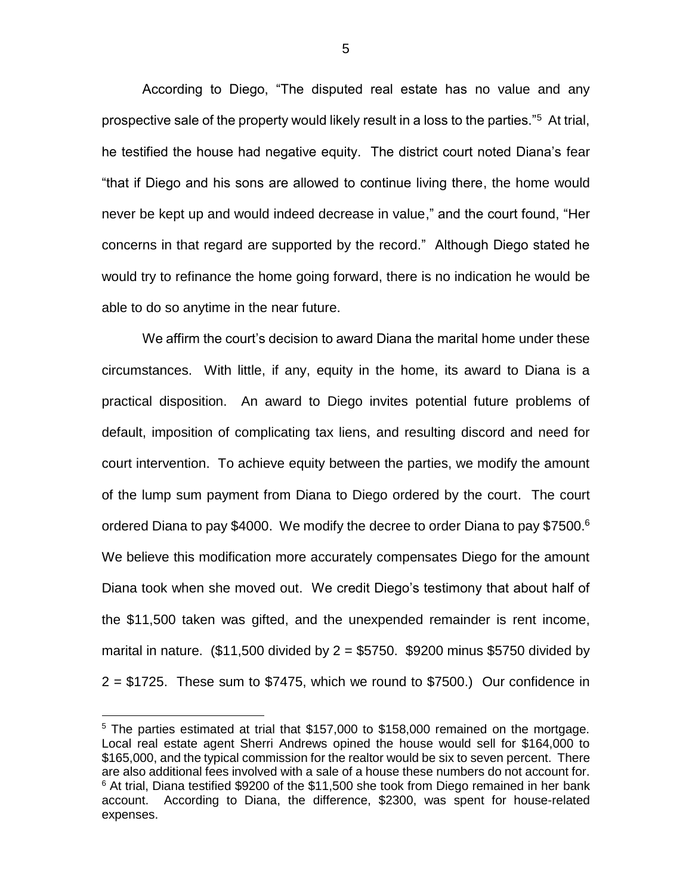According to Diego, "The disputed real estate has no value and any prospective sale of the property would likely result in a loss to the parties."[5] At trial, he testified the house had negative equity. The district court noted Diana's fear "that if Diego and his sons are allowed to continue living there, the home would never be kept up and would indeed decrease in value," and the court found, "Her concerns in that regard are supported by the record." Although Diego stated he would try to refinance the home going forward, there is no indication he would be able to do so anytime in the near future.

We affirm the court's decision to award Diana the marital home under these circumstances. With little, if any, equity in the home, its award to Diana is a practical disposition. An award to Diego invites potential future problems of default, imposition of complicating tax liens, and resulting discord and need for court intervention. To achieve equity between the parties, we modify the amount of the lump sum payment from Diana to Diego ordered by the court. The court ordered Diana to pay $4000. We modify the decree to order Diana to pay $7500.[6] We believe this modification more accurately compensates Diego for the amount Diana took when she moved out. We credit Diego's testimony that about half of the $11,500 taken was gifted, and the unexpended remainder is rent income, marital in nature. ($11,500 divided by 2 = $5750. $9200 minus $5750 divided by 2 = $1725. These sum to 7475, which we round to $7500.) Our confidence in

---

[5] The parties estimated at trial that $157,000 to $158,000 remained on the mortgage. Local real estate agent Sherri Andrews opined the house would sell for $164,000 to $165,000, and the typical commission for the realtor would be six to seven percent. There are also additional fees involved with a sale of a house these numbers do not account for.

[6] At trial, Diana testified $9200 of the $11,500 she took from Diego remained in her bank account. According to Diana, the difference, $2300, was spent for house-related expenses.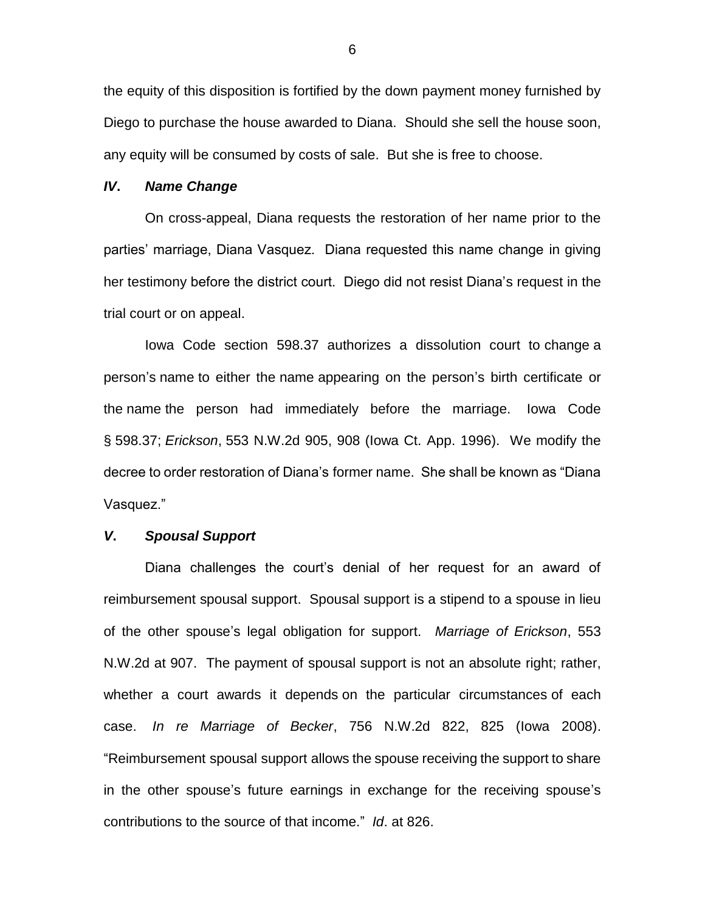the equity of this disposition is fortified by the down payment money furnished by Diego to purchase the house awarded to Diana. Should she sell the house soon, any equity will be consumed by costs of sale. But she is free to choose.

### ***IV. Name Change***

On cross-appeal, Diana requests the restoration of her name prior to the parties' marriage, Diana Vasquez. Diana requested this name change in giving her testimony before the district court. Diego did not resist Diana's request in the trial court or on appeal.

Iowa Code section 598.37 authorizes a dissolution court to change a person's name to either the name appearing on the person's birth certificate or the name the person had immediately before the marriage. Iowa Code § 598.37; *Erickson*, 553 N.W.2d 905, 908 (Iowa Ct. App. 1996). We modify the decree to order restoration of Diana's former name. She shall be known as "Diana Vasquez."

### ***V. Spousal Support***

Diana challenges the court's denial of her request for an award of reimbursement spousal support. Spousal support is a stipend to a spouse in lieu of the other spouse's legal obligation for support. *Marriage of Erickson*, 553 N.W.2d at 907. The payment of spousal support is not an absolute right; rather, whether a court awards it depends on the particular circumstances of each case. *In re Marriage of Becker*, 756 N.W.2d 822, 825 (Iowa 2008). "Reimbursement spousal support allows the spouse receiving the support to share in the other spouse's future earnings in exchange for the receiving spouse's contributions to the source of that income." *Id*. at 826.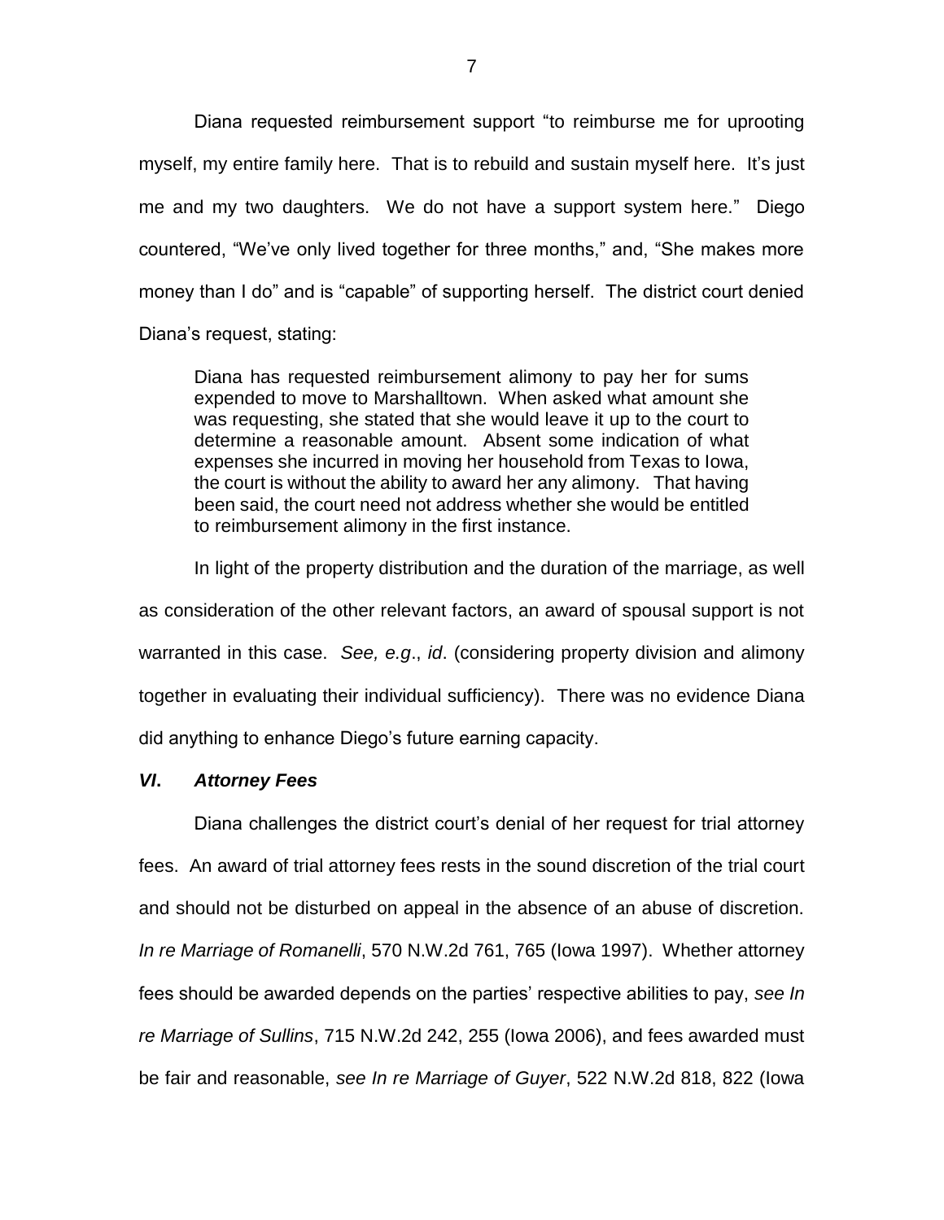Diana requested reimbursement support "to reimburse me for uprooting myself, my entire family here. That is to rebuild and sustain myself here. It's just me and my two daughters. We do not have a support system here." Diego countered, "We've only lived together for three months," and, "She makes more money than I do" and is "capable" of supporting herself. The district court denied Diana's request, stating:

> Diana has requested reimbursement alimony to pay her for sums expended to move to Marshalltown. When asked what amount she was requesting, she stated that she would leave it up to the court to determine a reasonable amount. Absent some indication of what expenses she incurred in moving her household from Texas to Iowa, the court is without the ability to award her any alimony. That having been said, the court need not address whether she would be entitled to reimbursement alimony in the first instance.

In light of the property distribution and the duration of the marriage, as well as consideration of the other relevant factors, an award of spousal support is not warranted in this case. *See, e.g.*, *id*. (considering property division and alimony together in evaluating their individual sufficiency). There was no evidence Diana did anything to enhance Diego's future earning capacity.

### *VI. Attorney Fees*

Diana challenges the district court's denial of her request for trial attorney fees. An award of trial attorney fees rests in the sound discretion of the trial court and should not be disturbed on appeal in the absence of an abuse of discretion. *In re Marriage of Romanelli*, 570 N.W.2d 761, 765 (Iowa 1997). Whether attorney fees should be awarded depends on the parties' respective abilities to pay, *see In re Marriage of Sullins*, 715 N.W.2d 242, 255 (Iowa 2006), and fees awarded must be fair and reasonable, *see In re Marriage of Guyer*, 522 N.W.2d 818, 822 (Iowa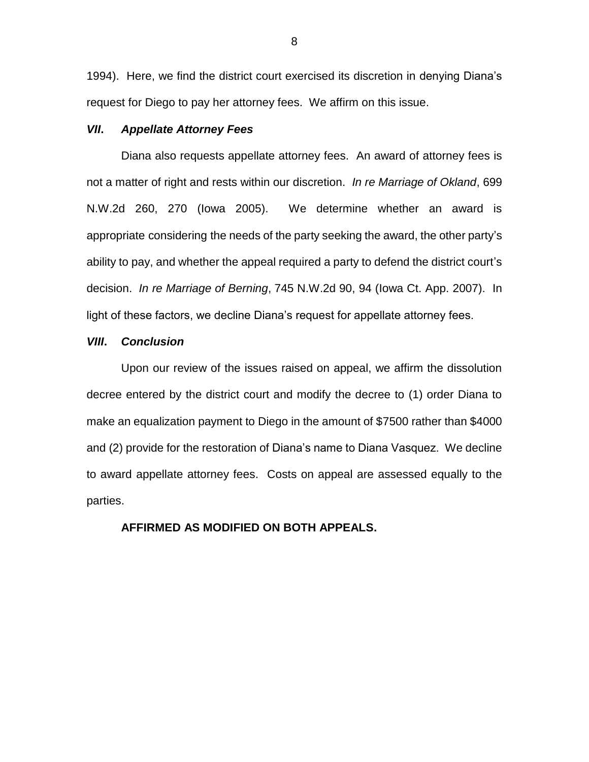1994). Here, we find the district court exercised its discretion in denying Diana's request for Diego to pay her attorney fees. We affirm on this issue.

### ***VII. Appellate Attorney Fees***

Diana also requests appellate attorney fees. An award of attorney fees is not a matter of right and rests within our discretion. *In re Marriage of Okland*, 699 N.W.2d 260, 270 (Iowa 2005). We determine whether an award is appropriate considering the needs of the party seeking the award, the other party's ability to pay, and whether the appeal required a party to defend the district court's decision. *In re Marriage of Berning*, 745 N.W.2d 90, 94 (Iowa Ct. App. 2007). In light of these factors, we decline Diana's request for appellate attorney fees.

### ***VIII. Conclusion***

Upon our review of the issues raised on appeal, we affirm the dissolution decree entered by the district court and modify the decree to (1) order Diana to make an equalization payment to Diego in the amount of $7500 rather than $4000 and (2) provide for the restoration of Diana's name to Diana Vasquez. We decline to award appellate attorney fees. Costs on appeal are assessed equally to the parties.

**AFFIRMED AS MODIFIED ON BOTH APPEALS.**